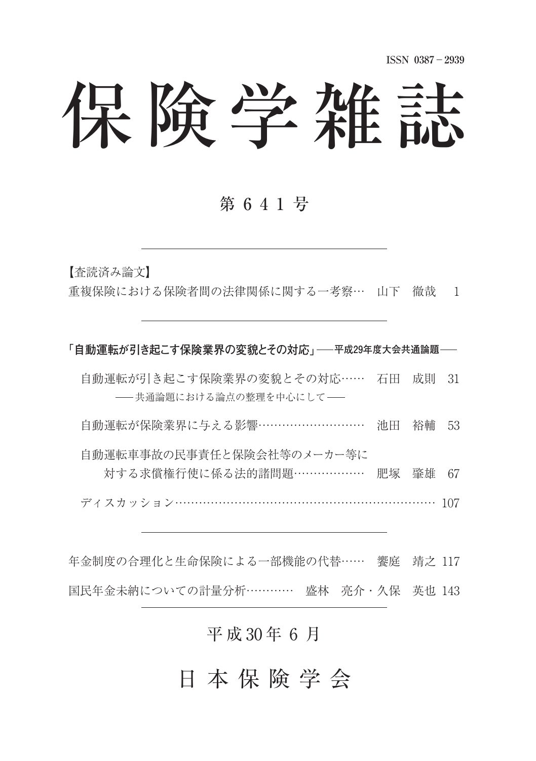ISSN 0387－2939

# 保険学雑誌

## 第641号

【査読済み論文】

重複保険における保険者間の法律関係に関する一考察… 山下　徹哉　1

**「自動運転が引き起こす保険業界の変貌とその対応」――平成29年度大会共通論題――**

自動運転が引き起こす保険業界の変貌とその対応…… 石田　成則　31
――共通論題における論点の整理を中心にして――

自動運転が保険業界に与える影響……………………… 池田　裕輔　53

自動運転車事故の民事責任と保険会社等のメーカー等に
対する求償権行使に係る法的諸問題……………… 肥塚　肇雄　67

ディスカッション………………………………………………………… 107

年金制度の合理化と生命保険による一部機能の代替…… 饗庭　靖之　117

国民年金未納についての計量分析………… 盛林　亮介・久保　英也　143

平成30年6月

日本保険学会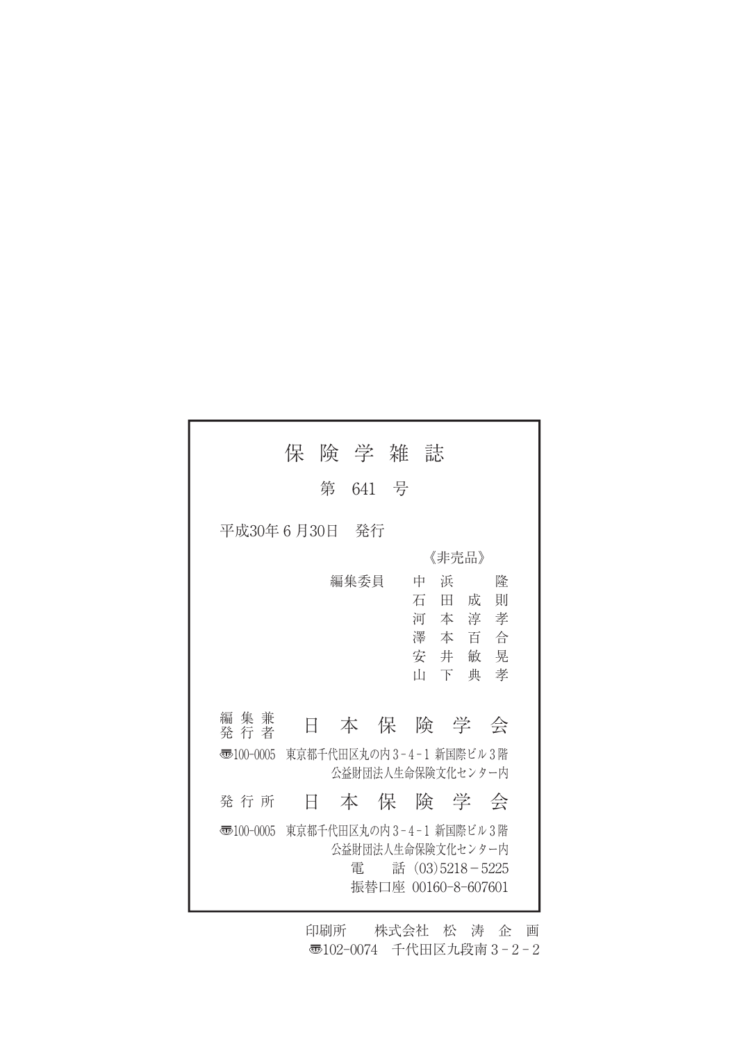# 保険学雑誌

第 641 号

平成30年 6 月30日　発行

《非売品》

編集委員　中浜　隆
石田成則
河本淳孝
澤本百合
安井敏晃
山下典孝

編集兼発行者　日本保険学会

〒100-0005　東京都千代田区丸の内 3 - 4 - 1 新国際ビル 3 階
公益財団法人生命保険文化センター内

発行所　日本保険学会

〒100-0005　東京都千代田区丸の内 3 - 4 - 1 新国際ビル 3 階
公益財団法人生命保険文化センター内
電　話 (03)5218－5225
振替口座 00160-8-607601

印刷所　株式会社　松濤企画
〒102-0074　千代田区九段南 3 - 2 - 2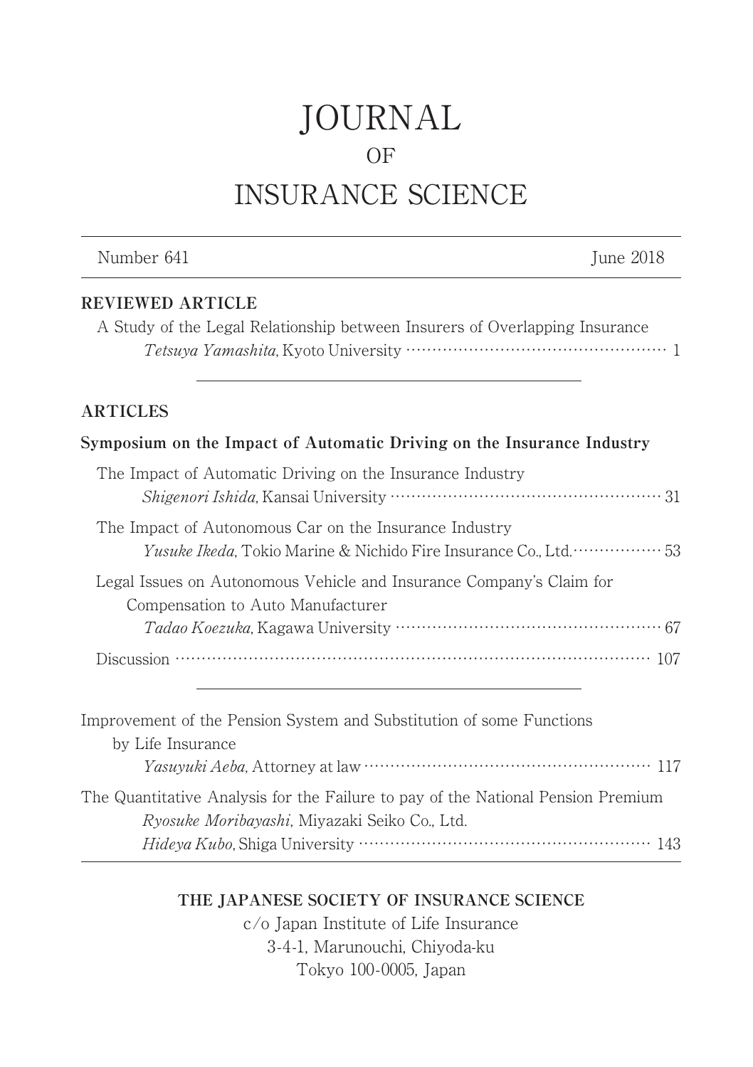# JOURNAL

OF

# INSURANCE SCIENCE

Number 641 June 2018

## REVIEWED ARTICLE

A Study of the Legal Relationship between Insurers of Overlapping Insurance
*Tetsuya Yamashita*, Kyoto University ………………………………………… 1

## ARTICLES

### Symposium on the Impact of Automatic Driving on the Insurance Industry

The Impact of Automatic Driving on the Insurance Industry
*Shigenori Ishida*, Kansai University ………………………………………… 31

The Impact of Autonomous Car on the Insurance Industry
*Yusuke Ikeda*, Tokio Marine & Nichido Fire Insurance Co., Ltd. ……………… 53

Legal Issues on Autonomous Vehicle and Insurance Company's Claim for Compensation to Auto Manufacturer
*Tadao Koezuka*, Kagawa University ………………………………………… 67

Discussion ……………………………………………………………………… 107

Improvement of the Pension System and Substitution of some Functions by Life Insurance
*Yasuyuki Aeba*, Attorney at law ………………………………………………… 117

The Quantitative Analysis for the Failure to pay of the National Pension Premium
*Ryosuke Moribayashi*, Miyazaki Seiko Co., Ltd.
*Hideya Kubo*, Shiga University ………………………………………………… 143

**THE JAPANESE SOCIETY OF INSURANCE SCIENCE**

c/o Japan Institute of Life Insurance
3-4-1, Marunouchi, Chiyoda-ku
Tokyo 100-0005, Japan